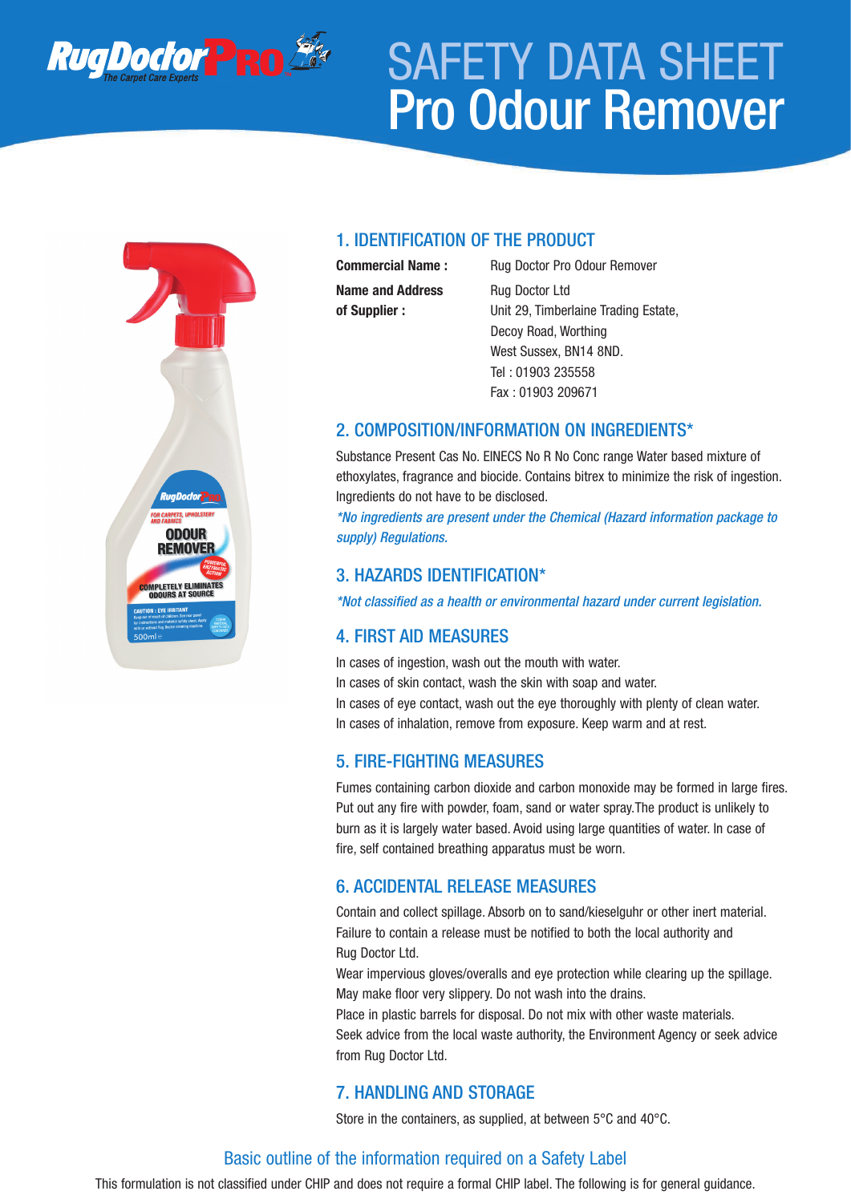# SAFETY DATA SHEET
# Pro Odour Remover

## 1. IDENTIFICATION OF THE PRODUCT

**Commercial Name :** Rug Doctor Pro Odour Remover

**Name and Address of Supplier :** Rug Doctor Ltd
Unit 29, Timberlaine Trading Estate,
Decoy Road, Worthing
West Sussex, BN14 8ND.
Tel : 01903 235558
Fax : 01903 209671

## 2. COMPOSITION/INFORMATION ON INGREDIENTS*

Substance Present Cas No. EINECS No R No Conc range Water based mixture of ethoxylates, fragrance and biocide. Contains bitrex to minimize the risk of ingestion. Ingredients do not have to be disclosed.

*\*No ingredients are present under the Chemical (Hazard information package to supply) Regulations.*

## 3. HAZARDS IDENTIFICATION*

*\*Not classified as a health or environmental hazard under current legislation.*

## 4. FIRST AID MEASURES

In cases of ingestion, wash out the mouth with water.
In cases of skin contact, wash the skin with soap and water.
In cases of eye contact, wash out the eye thoroughly with plenty of clean water.
In cases of inhalation, remove from exposure. Keep warm and at rest.

## 5. FIRE-FIGHTING MEASURES

Fumes containing carbon dioxide and carbon monoxide may be formed in large fires. Put out any fire with powder, foam, sand or water spray.The product is unlikely to burn as it is largely water based. Avoid using large quantities of water. In case of fire, self contained breathing apparatus must be worn.

## 6. ACCIDENTAL RELEASE MEASURES

Contain and collect spillage. Absorb on to sand/kieselguhr or other inert material. Failure to contain a release must be notified to both the local authority and Rug Doctor Ltd.
Wear impervious gloves/overalls and eye protection while clearing up the spillage. May make floor very slippery. Do not wash into the drains.
Place in plastic barrels for disposal. Do not mix with other waste materials.
Seek advice from the local waste authority, the Environment Agency or seek advice from Rug Doctor Ltd.

## 7. HANDLING AND STORAGE

Store in the containers, as supplied, at between 5°C and 40°C.

## Basic outline of the information required on a Safety Label

This formulation is not classified under CHIP and does not require a formal CHIP label. The following is for general guidance.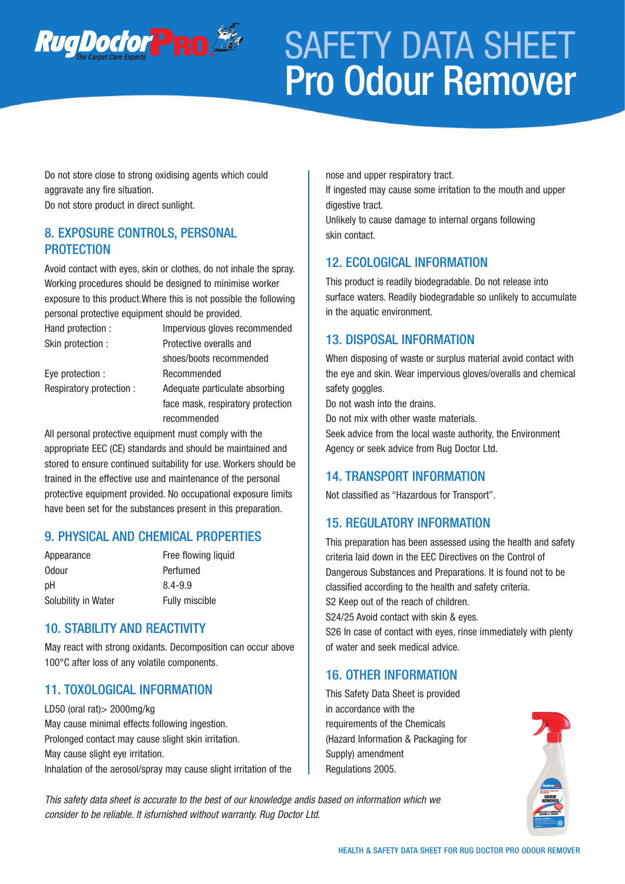# SAFETY DATA SHEET
# Pro Odour Remover

Do not store close to strong oxidising agents which could aggravate any fire situation.
Do not store product in direct sunlight.

## 8. EXPOSURE CONTROLS, PERSONAL PROTECTION

Avoid contact with eyes, skin or clothes, do not inhale the spray. Working procedures should be designed to minimise worker exposure to this product.Where this is not possible the following personal protective equipment should be provided.

| | |
|---|---|
| Hand protection : | Impervious gloves recommended |
| Skin protection : | Protective overalls and shoes/boots recommended |
| Eye protection : | Recommended |
| Respiratory protection : | Adequate particulate absorbing face mask, respiratory protection recommended |

All personal protective equipment must comply with the appropriate EEC (CE) standards and should be maintained and stored to ensure continued suitability for use. Workers should be trained in the effective use and maintenance of the personal protective equipment provided. No occupational exposure limits have been set for the substances present in this preparation.

## 9. PHYSICAL AND CHEMICAL PROPERTIES

| | |
|---|---|
| Appearance | Free flowing liquid |
| Odour | Perfumed |
| pH | 8.4-9.9 |
| Solubility in Water | Fully miscible |

## 10. STABILITY AND REACTIVITY

May react with strong oxidants. Decomposition can occur above 100°C after loss of any volatile components.

## 11. TOXOLOGICAL INFORMATION

LD50 (oral rat)> 2000mg/kg
May cause minimal effects following ingestion.
Prolonged contact may cause slight skin irritation.
May cause slight eye irritation.
Inhalation of the aerosol/spray may cause slight irritation of the nose and upper respiratory tract.
If ingested may cause some irritation to the mouth and upper digestive tract.
Unlikely to cause damage to internal organs following skin contact.

## 12. ECOLOGICAL INFORMATION

This product is readily biodegradable. Do not release into surface waters. Readily biodegradable so unlikely to accumulate in the aquatic environment.

## 13. DISPOSAL INFORMATION

When disposing of waste or surplus material avoid contact with the eye and skin. Wear impervious gloves/overalls and chemical safety goggles.
Do not wash into the drains.
Do not mix with other waste materials.
Seek advice from the local waste authority, the Environment Agency or seek advice from Rug Doctor Ltd.

## 14. TRANSPORT INFORMATION

Not classified as "Hazardous for Transport".

## 15. REGULATORY INFORMATION

This preparation has been assessed using the health and safety criteria laid down in the EEC Directives on the Control of Dangerous Substances and Preparations. It is found not to be classified according to the health and safety criteria.
S2 Keep out of the reach of children.
S24/25 Avoid contact with skin & eyes.
S26 In case of contact with eyes, rinse immediately with plenty of water and seek medical advice.

## 16. OTHER INFORMATION

This Safety Data Sheet is provided in accordance with the requirements of the Chemicals (Hazard Information & Packaging for Supply) amendment Regulations 2005.

*This safety data sheet is accurate to the best of our knowledge andis based on information which we consider to be reliable. It isfurnished without warranty. Rug Doctor Ltd.*